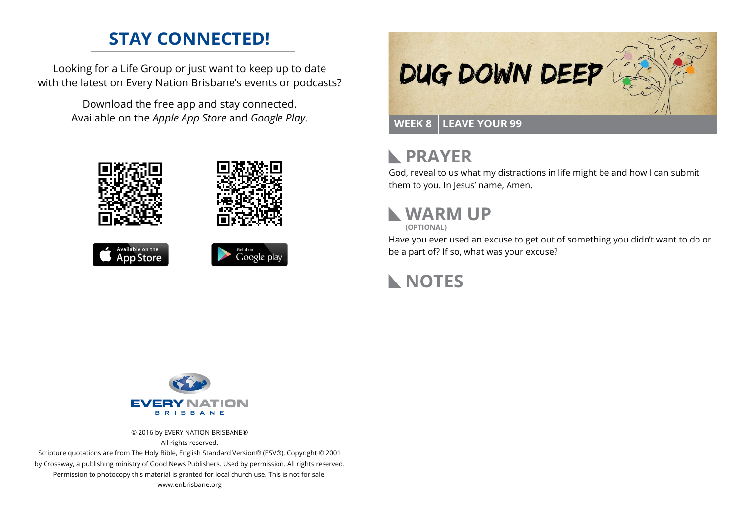## STAY CONNECTED!

Looking for a Life Group or just want to keep up to date with the latest on Every Nation Brisbane's events or podcasts?

Download the free app and stay connected. Available on the *Apple App Store* and *Google Play*.

Available on the App Store

Get it on Google play

EVERY NATION BRISBANE

© 2016 by EVERY NATION BRISBANE®
All rights reserved.
Scripture quotations are from The Holy Bible, English Standard Version® (ESV®), Copyright © 2001 by Crossway, a publishing ministry of Good News Publishers. Used by permission. All rights reserved.
Permission to photocopy this material is granted for local church use. This is not for sale.
www.enbrisbane.org

# DUG DOWN DEEP

**WEEK 8 | LEAVE YOUR 99**

## PRAYER

God, reveal to us what my distractions in life might be and how I can submit them to you. In Jesus' name, Amen.

## WARM UP

**(OPTIONAL)**

Have you ever used an excuse to get out of something you didn't want to do or be a part of? If so, what was your excuse?

## NOTES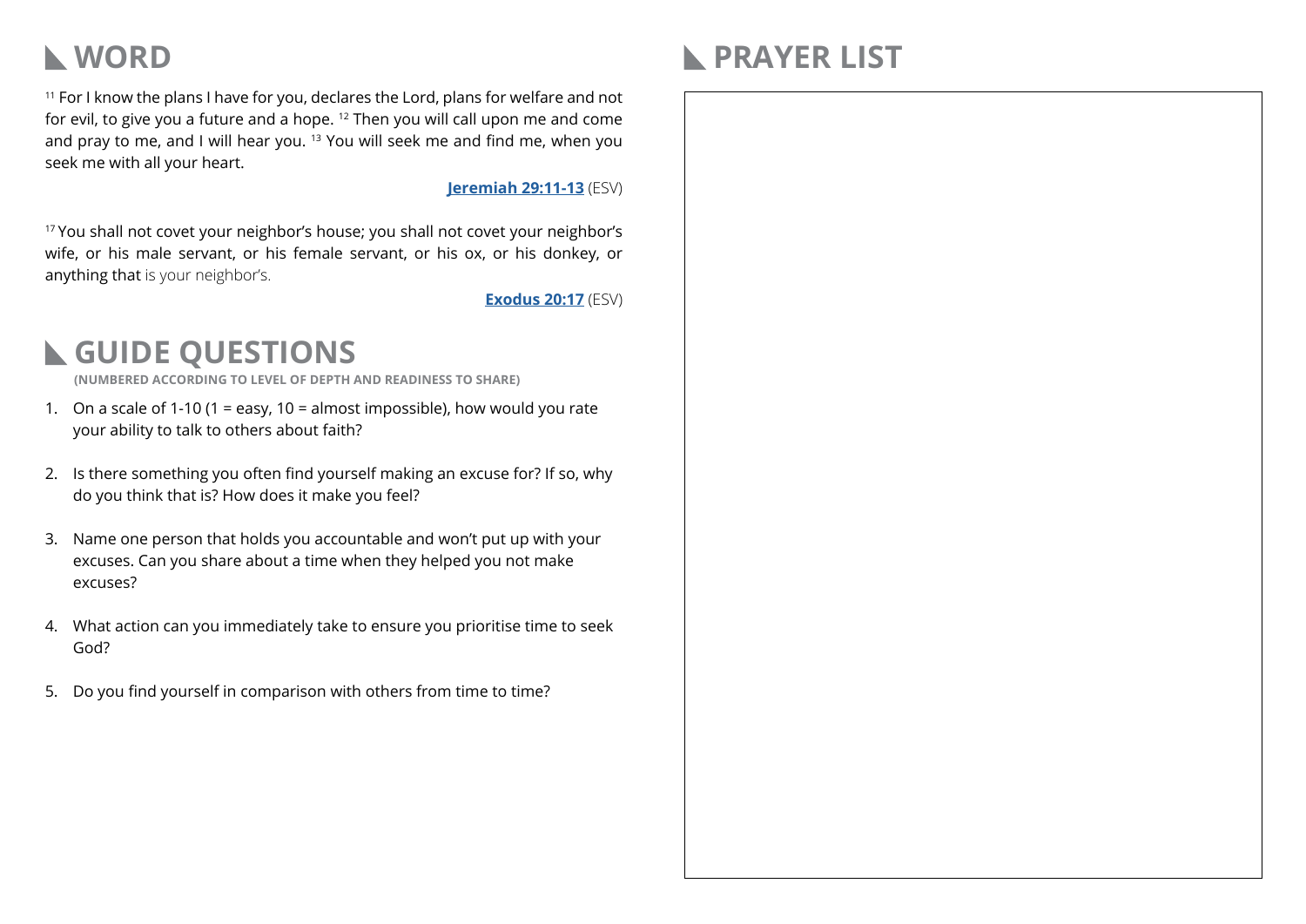## WORD

[11] For I know the plans I have for you, declares the Lord, plans for welfare and not for evil, to give you a future and a hope. [12] Then you will call upon me and come and pray to me, and I will hear you. [13] You will seek me and find me, when you seek me with all your heart.

**Jeremiah 29:11-13** (ESV)

[17] You shall not covet your neighbor's house; you shall not covet your neighbor's wife, or his male servant, or his female servant, or his ox, or his donkey, or anything that is your neighbor's.

**Exodus 20:17** (ESV)

## GUIDE QUESTIONS

**(NUMBERED ACCORDING TO LEVEL OF DEPTH AND READINESS TO SHARE)**

1. On a scale of 1-10 (1 = easy, 10 = almost impossible), how would you rate your ability to talk to others about faith?
2. Is there something you often find yourself making an excuse for? If so, why do you think that is? How does it make you feel?
3. Name one person that holds you accountable and won't put up with your excuses. Can you share about a time when they helped you not make excuses?
4. What action can you immediately take to ensure you prioritise time to seek God?
5. Do you find yourself in comparison with others from time to time?

## PRAYER LIST